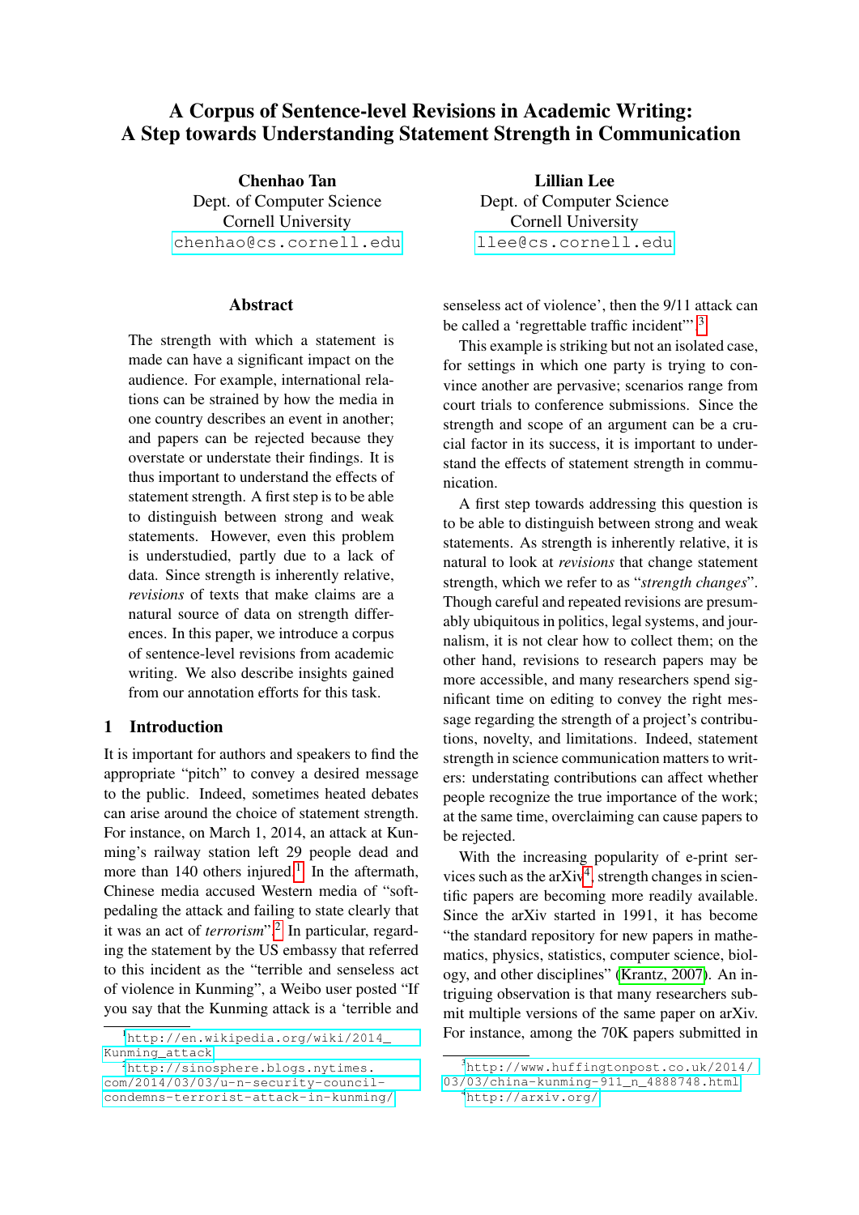# A Corpus of Sentence-level Revisions in Academic Writing: A Step towards Understanding Statement Strength in Communication

**Chenhao Tan**
Dept. of Computer Science
Cornell University
chenhao@cs.cornell.edu

**Lillian Lee**
Dept. of Computer Science
Cornell University
llee@cs.cornell.edu

## Abstract

The strength with which a statement is made can have a significant impact on the audience. For example, international relations can be strained by how the media in one country describes an event in another; and papers can be rejected because they overstate or understate their findings. It is thus important to understand the effects of statement strength. A first step is to be able to distinguish between strong and weak statements. However, even this problem is understudied, partly due to a lack of data. Since strength is inherently relative, *revisions* of texts that make claims are a natural source of data on strength differences. In this paper, we introduce a corpus of sentence-level revisions from academic writing. We also describe insights gained from our annotation efforts for this task.

## 1 Introduction

It is important for authors and speakers to find the appropriate "pitch" to convey a desired message to the public. Indeed, sometimes heated debates can arise around the choice of statement strength. For instance, on March 1, 2014, an attack at Kunming's railway station left 29 people dead and more than 140 others injured.[1] In the aftermath, Chinese media accused Western media of "soft-pedaling the attack and failing to state clearly that it was an act of *terrorism*".[2] In particular, regarding the statement by the US embassy that referred to this incident as the "terrible and senseless act of violence in Kunming", a Weibo user posted "If you say that the Kunming attack is a 'terrible and senseless act of violence', then the 9/11 attack can be called a 'regrettable traffic incident'".[3]

This example is striking but not an isolated case, for settings in which one party is trying to convince another are pervasive; scenarios range from court trials to conference submissions. Since the strength and scope of an argument can be a crucial factor in its success, it is important to understand the effects of statement strength in communication.

A first step towards addressing this question is to be able to distinguish between strong and weak statements. As strength is inherently relative, it is natural to look at *revisions* that change statement strength, which we refer to as "*strength changes*". Though careful and repeated revisions are presumably ubiquitous in politics, legal systems, and journalism, it is not clear how to collect them; on the other hand, revisions to research papers may be more accessible, and many researchers spend significant time on editing to convey the right message regarding the strength of a project's contributions, novelty, and limitations. Indeed, statement strength in science communication matters to writers: understating contributions can affect whether people recognize the true importance of the work; at the same time, overclaiming can cause papers to be rejected.

With the increasing popularity of e-print services such as the arXiv[4], strength changes in scientific papers are becoming more readily available. Since the arXiv started in 1991, it has become "the standard repository for new papers in mathematics, physics, statistics, computer science, biology, and other disciplines" (Krantz, 2007). An intriguing observation is that many researchers submit multiple versions of the same paper on arXiv. For instance, among the 70K papers submitted in

[1] http://en.wikipedia.org/wiki/2014_Kunming_attack

[2] http://sinosphere.blogs.nytimes.com/2014/03/03/u-n-security-council-condemns-terrorist-attack-in-kunming/

[3] http://www.huffingtonpost.co.uk/2014/03/03/china-kunming-911_n_4888748.html

[4] http://arxiv.org/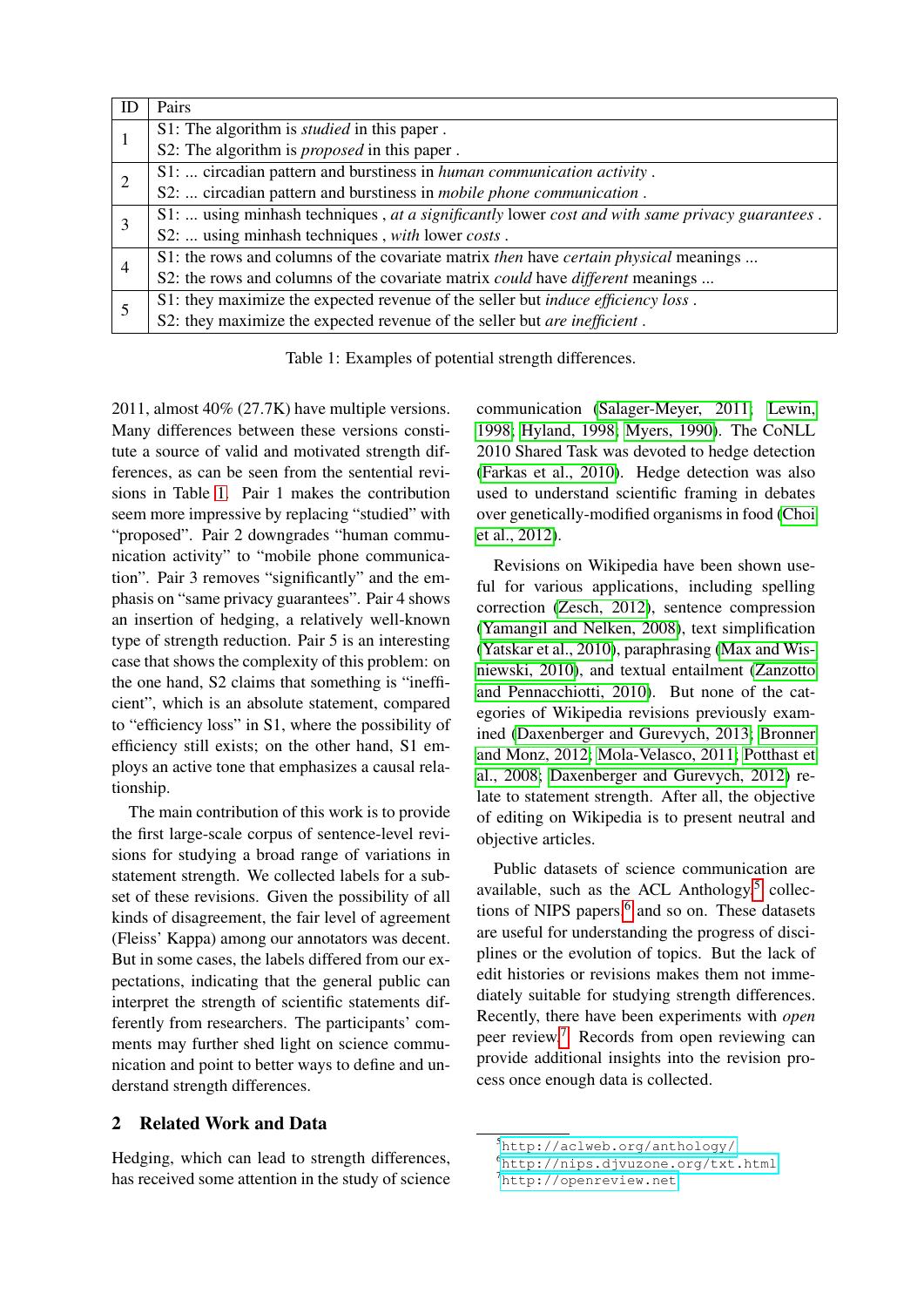| ID | Pairs |
|---|---|
| 1 | S1: The algorithm is *studied* in this paper .<br>S2: The algorithm is *proposed* in this paper . |
| 2 | S1: ... circadian pattern and burstiness in *human communication activity* .<br>S2: ... circadian pattern and burstiness in *mobile phone communication* . |
| 3 | S1: ... using minhash techniques , *at a significantly* lower *cost and with same privacy guarantees* .<br>S2: ... using minhash techniques , *with* lower *costs* . |
| 4 | S1: the rows and columns of the covariate matrix *then* have *certain physical* meanings ...<br>S2: the rows and columns of the covariate matrix *could* have *different* meanings ... |
| 5 | S1: they maximize the expected revenue of the seller but *induce efficiency loss* .<br>S2: they maximize the expected revenue of the seller but *are inefficient* . |

Table 1: Examples of potential strength differences.

2011, almost 40% (27.7K) have multiple versions. Many differences between these versions constitute a source of valid and motivated strength differences, as can be seen from the sentential revisions in Table 1. Pair 1 makes the contribution seem more impressive by replacing "studied" with "proposed". Pair 2 downgrades "human communication activity" to "mobile phone communication". Pair 3 removes "significantly" and the emphasis on "same privacy guarantees". Pair 4 shows an insertion of hedging, a relatively well-known type of strength reduction. Pair 5 is an interesting case that shows the complexity of this problem: on the one hand, S2 claims that something is "inefficient", which is an absolute statement, compared to "efficiency loss" in S1, where the possibility of efficiency still exists; on the other hand, S1 employs an active tone that emphasizes a causal relationship.

The main contribution of this work is to provide the first large-scale corpus of sentence-level revisions for studying a broad range of variations in statement strength. We collected labels for a subset of these revisions. Given the possibility of all kinds of disagreement, the fair level of agreement (Fleiss' Kappa) among our annotators was decent. But in some cases, the labels differed from our expectations, indicating that the general public can interpret the strength of scientific statements differently from researchers. The participants' comments may further shed light on science communication and point to better ways to define and understand strength differences.

## 2 Related Work and Data

Hedging, which can lead to strength differences, has received some attention in the study of science communication (Salager-Meyer, 2011; Lewin, 1998; Hyland, 1998; Myers, 1990). The CoNLL 2010 Shared Task was devoted to hedge detection (Farkas et al., 2010). Hedge detection was also used to understand scientific framing in debates over genetically-modified organisms in food (Choi et al., 2012).

Revisions on Wikipedia have been shown useful for various applications, including spelling correction (Zesch, 2012), sentence compression (Yamangil and Nelken, 2008), text simplification (Yatskar et al., 2010), paraphrasing (Max and Wisniewski, 2010), and textual entailment (Zanzotto and Pennacchiotti, 2010). But none of the categories of Wikipedia revisions previously examined (Daxenberger and Gurevych, 2013; Bronner and Monz, 2012; Mola-Velasco, 2011; Potthast et al., 2008; Daxenberger and Gurevych, 2012) relate to statement strength. After all, the objective of editing on Wikipedia is to present neutral and objective articles.

Public datasets of science communication are available, such as the ACL Anthology,[5] collections of NIPS papers,[6] and so on. These datasets are useful for understanding the progress of disciplines or the evolution of topics. But the lack of edit histories or revisions makes them not immediately suitable for studying strength differences. Recently, there have been experiments with *open* peer review.[7] Records from open reviewing can provide additional insights into the revision process once enough data is collected.

[5] http://aclweb.org/anthology/

[6] http://nips.djvuzone.org/txt.html

[7] http://openreview.net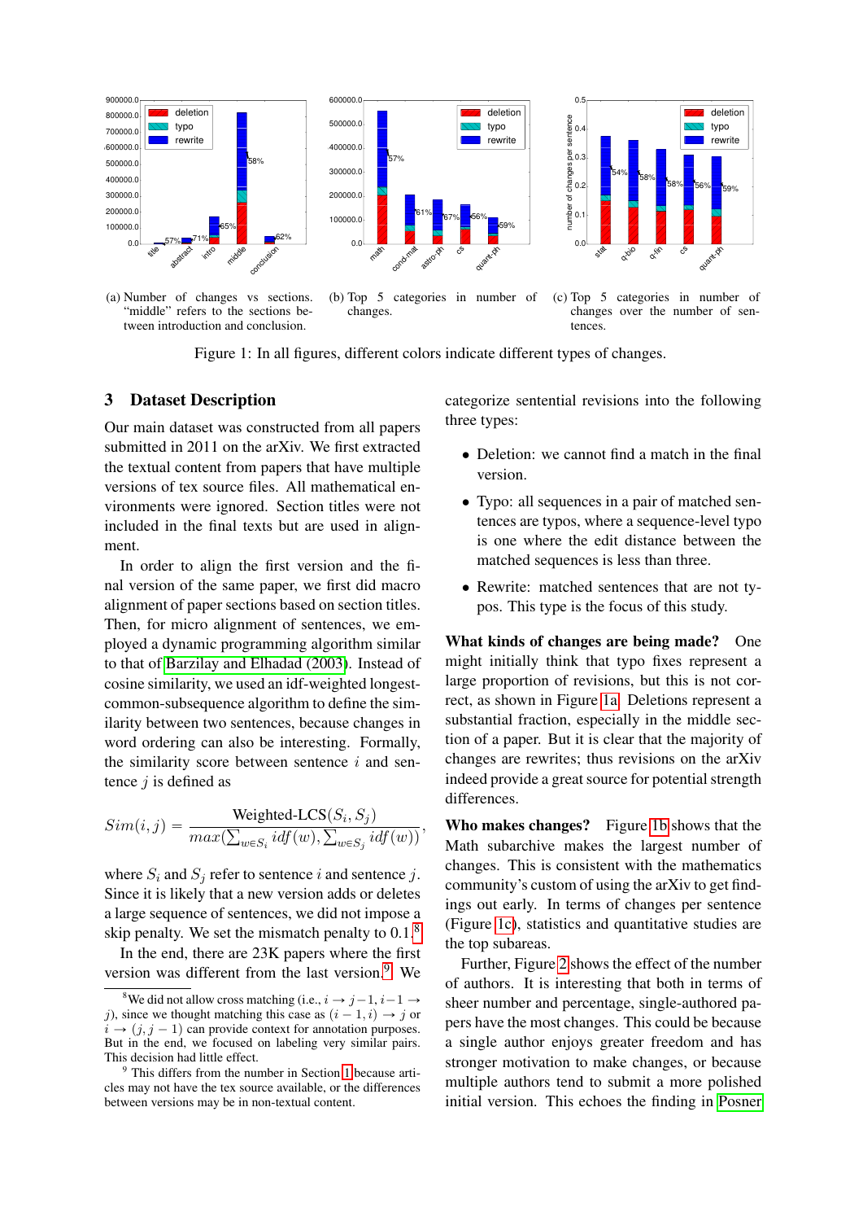(a) Number of changes vs sections. "middle" refers to the sections between introduction and conclusion.

(b) Top 5 categories in number of changes.

(c) Top 5 categories in number of changes over the number of sentences.

Figure 1: In all figures, different colors indicate different types of changes.

## 3 Dataset Description

Our main dataset was constructed from all papers submitted in 2011 on the arXiv. We first extracted the textual content from papers that have multiple versions of tex source files. All mathematical environments were ignored. Section titles were not included in the final texts but are used in alignment.

In order to align the first version and the final version of the same paper, we first did macro alignment of paper sections based on section titles. Then, for micro alignment of sentences, we employed a dynamic programming algorithm similar to that of Barzilay and Elhadad (2003). Instead of cosine similarity, we used an idf-weighted longest-common-subsequence algorithm to define the similarity between two sentences, because changes in word ordering can also be interesting. Formally, the similarity score between sentence $i$ and sentence $j$ is defined as

$$Sim(i, j) = \frac{\text{Weighted-LCS}(S_i, S_j)}{max(\sum_{w \in S_i} idf(w), \sum_{w \in S_j} idf(w))},$$

where $S_i$ and $S_j$ refer to sentence $i$ and sentence $j$. Since it is likely that a new version adds or deletes a large sequence of sentences, we did not impose a skip penalty. We set the mismatch penalty to 0.1.[8]

In the end, there are 23K papers where the first version was different from the last version.[9] We categorize sentential revisions into the following three types:

- Deletion: we cannot find a match in the final version.
- Typo: all sequences in a pair of matched sentences are typos, where a sequence-level typo is one where the edit distance between the matched sequences is less than three.
- Rewrite: matched sentences that are not typos. This type is the focus of this study.

**What kinds of changes are being made?** One might initially think that typo fixes represent a large proportion of revisions, but this is not correct, as shown in Figure 1a. Deletions represent a substantial fraction, especially in the middle section of a paper. But it is clear that the majority of changes are rewrites; thus revisions on the arXiv indeed provide a great source for potential strength differences.

**Who makes changes?** Figure 1b shows that the Math subarchive makes the largest number of changes. This is consistent with the mathematics community's custom of using the arXiv to get findings out early. In terms of changes per sentence (Figure 1c), statistics and quantitative studies are the top subareas.

Further, Figure 2 shows the effect of the number of authors. It is interesting that both in terms of sheer number and percentage, single-authored papers have the most changes. This could be because a single author enjoys greater freedom and has stronger motivation to make changes, or because multiple authors tend to submit a more polished initial version. This echoes the finding in Posner

[8] We did not allow cross matching (i.e., $i \rightarrow j-1, i-1 \rightarrow j$), since we thought matching this case as $(i-1, i) \rightarrow j$ or $i \rightarrow (j, j-1)$ can provide context for annotation purposes. But in the end, we focused on labeling very similar pairs. This decision had little effect.

[9] This differs from the number in Section 1 because articles may not have the tex source available, or the differences between versions may be in non-textual content.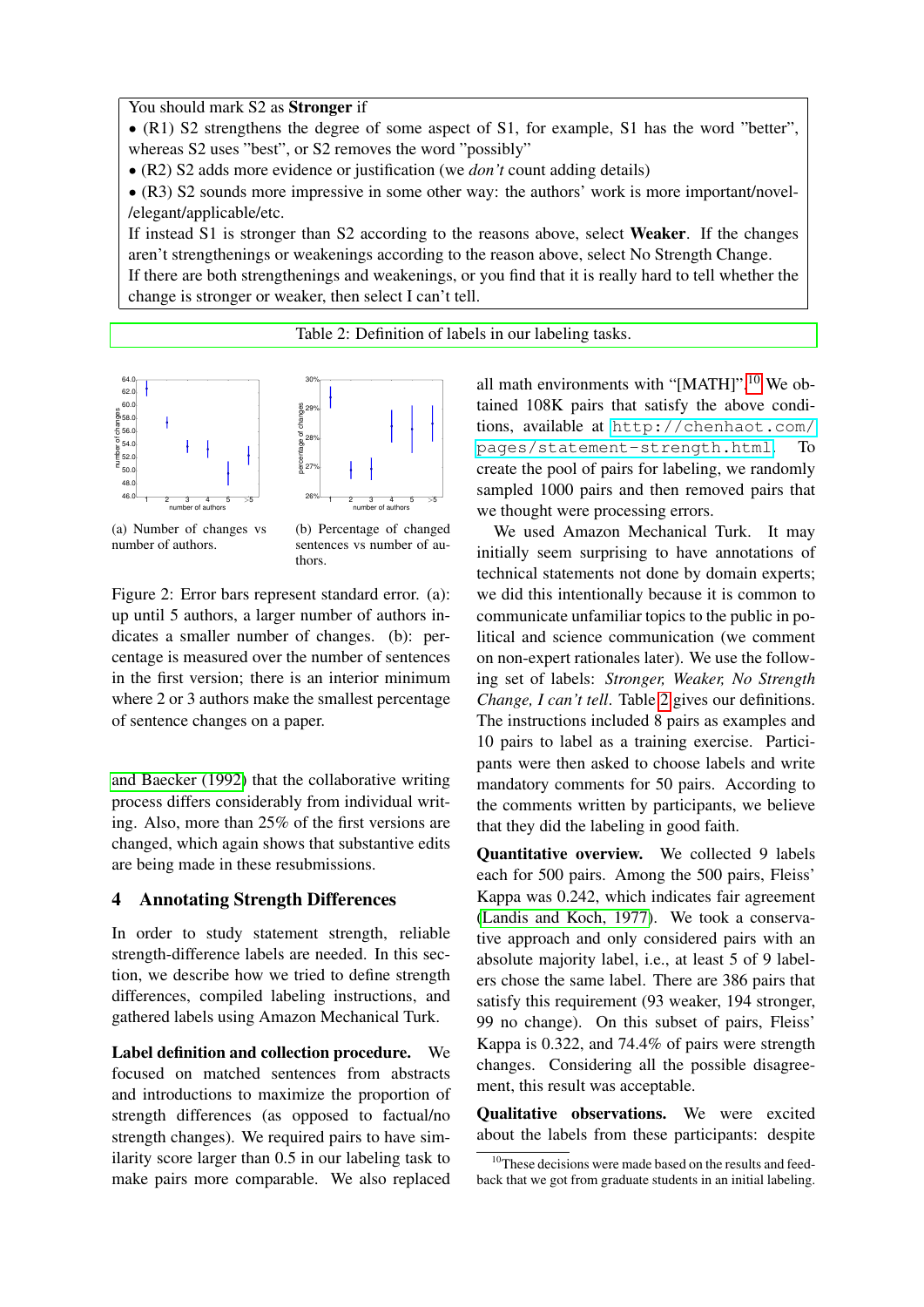You should mark S2 as **Stronger** if
- (R1) S2 strengthens the degree of some aspect of S1, for example, S1 has the word "better", whereas S2 uses "best", or S2 removes the word "possibly"
- (R2) S2 adds more evidence or justification (we *don't* count adding details)
- (R3) S2 sounds more impressive in some other way: the authors' work is more important/novel-/elegant/applicable/etc.

If instead S1 is stronger than S2 according to the reasons above, select **Weaker**. If the changes aren't strengthenings or weakenings according to the reason above, select No Strength Change.
If there are both strengthenings and weakenings, or you find that it is really hard to tell whether the change is stronger or weaker, then select I can't tell.

Table 2: Definition of labels in our labeling tasks.

(a) Number of changes vs number of authors.

(b) Percentage of changed sentences vs number of authors.

Figure 2: Error bars represent standard error. (a): up until 5 authors, a larger number of authors indicates a smaller number of changes. (b): percentage is measured over the number of sentences in the first version; there is an interior minimum where 2 or 3 authors make the smallest percentage of sentence changes on a paper.

and Baecker (1992) that the collaborative writing process differs considerably from individual writing. Also, more than 25% of the first versions are changed, which again shows that substantive edits are being made in these resubmissions.

## 4 Annotating Strength Differences

In order to study statement strength, reliable strength-difference labels are needed. In this section, we describe how we tried to define strength differences, compiled labeling instructions, and gathered labels using Amazon Mechanical Turk.

**Label definition and collection procedure.** We focused on matched sentences from abstracts and introductions to maximize the proportion of strength differences (as opposed to factual/no strength changes). We required pairs to have similarity score larger than 0.5 in our labeling task to make pairs more comparable. We also replaced all math environments with "[MATH]".[10] We obtained 108K pairs that satisfy the above conditions, available at http://chenhaot.com/pages/statement-strength.html. To create the pool of pairs for labeling, we randomly sampled 1000 pairs and then removed pairs that we thought were processing errors.

We used Amazon Mechanical Turk. It may initially seem surprising to have annotations of technical statements not done by domain experts; we did this intentionally because it is common to communicate unfamiliar topics to the public in political and science communication (we comment on non-expert rationales later). We use the following set of labels: *Stronger, Weaker, No Strength Change, I can't tell*. Table 2 gives our definitions. The instructions included 8 pairs as examples and 10 pairs to label as a training exercise. Participants were then asked to choose labels and write mandatory comments for 50 pairs. According to the comments written by participants, we believe that they did the labeling in good faith.

**Quantitative overview.** We collected 9 labels each for 500 pairs. Among the 500 pairs, Fleiss' Kappa was 0.242, which indicates fair agreement (Landis and Koch, 1977). We took a conservative approach and only considered pairs with an absolute majority label, i.e., at least 5 of 9 labelers chose the same label. There are 386 pairs that satisfy this requirement (93 weaker, 194 stronger, 99 no change). On this subset of pairs, Fleiss' Kappa is 0.322, and 74.4% of pairs were strength changes. Considering all the possible disagreement, this result was acceptable.

**Qualitative observations.** We were excited about the labels from these participants: despite

[10] These decisions were made based on the results and feedback that we got from graduate students in an initial labeling.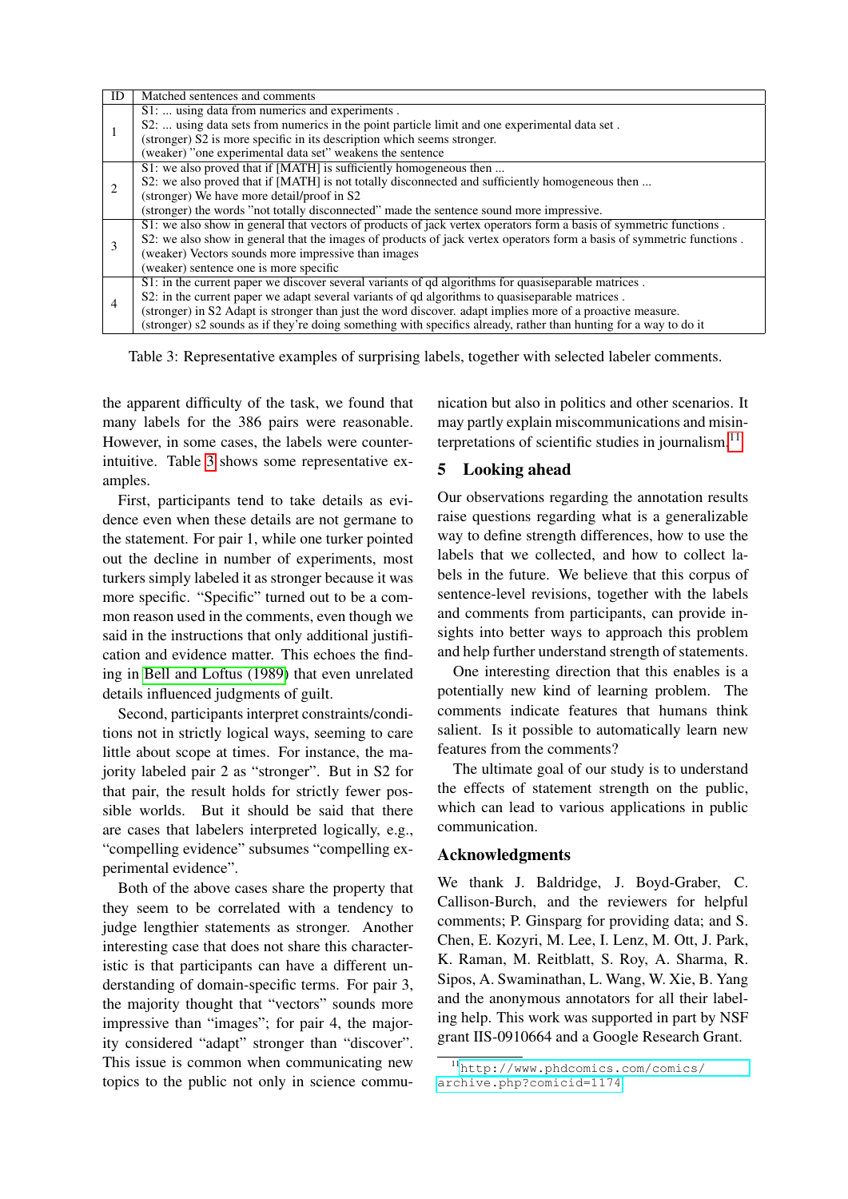| ID | Matched sentences and comments |
|---|---|
| 1 | S1: ... using data from numerics and experiments .<br>S2: ... using data sets from numerics in the point particle limit and one experimental data set .<br>(stronger) S2 is more specific in its description which seems stronger.<br>(weaker) "one experimental data set" weakens the sentence |
| 2 | S1: we also proved that if [MATH] is sufficiently homogeneous then ...<br>S2: we also proved that if [MATH] is not totally disconnected and sufficiently homogeneous then ...<br>(stronger) We have more detail/proof in S2<br>(stronger) the words "not totally disconnected" made the sentence sound more impressive. |
| 3 | S1: we also show in general that vectors of products of jack vertex operators form a basis of symmetric functions .<br>S2: we also show in general that the images of products of jack vertex operators form a basis of symmetric functions .<br>(weaker) Vectors sounds more impressive than images<br>(weaker) sentence one is more specific |
| 4 | S1: in the current paper we discover several variants of qd algorithms for quasiseparable matrices .<br>S2: in the current paper we adapt several variants of qd algorithms to quasiseparable matrices .<br>(stronger) in S2 Adapt is stronger than just the word discover. adapt implies more of a proactive measure.<br>(stronger) s2 sounds as if they're doing something with specifics already, rather than hunting for a way to do it |

Table 3: Representative examples of surprising labels, together with selected labeler comments.

the apparent difficulty of the task, we found that many labels for the 386 pairs were reasonable. However, in some cases, the labels were counter-intuitive. Table 3 shows some representative examples.

First, participants tend to take details as evidence even when these details are not germane to the statement. For pair 1, while one turker pointed out the decline in number of experiments, most turkers simply labeled it as stronger because it was more specific. "Specific" turned out to be a common reason used in the comments, even though we said in the instructions that only additional justification and evidence matter. This echoes the finding in Bell and Loftus (1989) that even unrelated details influenced judgments of guilt.

Second, participants interpret constraints/conditions not in strictly logical ways, seeming to care little about scope at times. For instance, the majority labeled pair 2 as "stronger". But in S2 for that pair, the result holds for strictly fewer possible worlds. But it should be said that there are cases that labelers interpreted logically, e.g., "compelling evidence" subsumes "compelling experimental evidence".

Both of the above cases share the property that they seem to be correlated with a tendency to judge lengthier statements as stronger. Another interesting case that does not share this characteristic is that participants can have a different understanding of domain-specific terms. For pair 3, the majority thought that "vectors" sounds more impressive than "images"; for pair 4, the majority considered "adapt" stronger than "discover". This issue is common when communicating new topics to the public not only in science communication but also in politics and other scenarios. It may partly explain miscommunications and misinterpretations of scientific studies in journalism.[11]

## 5 Looking ahead

Our observations regarding the annotation results raise questions regarding what is a generalizable way to define strength differences, how to use the labels that we collected, and how to collect labels in the future. We believe that this corpus of sentence-level revisions, together with the labels and comments from participants, can provide insights into better ways to approach this problem and help further understand strength of statements.

One interesting direction that this enables is a potentially new kind of learning problem. The comments indicate features that humans think salient. Is it possible to automatically learn new features from the comments?

The ultimate goal of our study is to understand the effects of statement strength on the public, which can lead to various applications in public communication.

## Acknowledgments

We thank J. Baldridge, J. Boyd-Graber, C. Callison-Burch, and the reviewers for helpful comments; P. Ginsparg for providing data; and S. Chen, E. Kozyri, M. Lee, I. Lenz, M. Ott, J. Park, K. Raman, M. Reitblatt, S. Roy, A. Sharma, R. Sipos, A. Swaminathan, L. Wang, W. Xie, B. Yang and the anonymous annotators for all their labeling help. This work was supported in part by NSF grant IIS-0910664 and a Google Research Grant.

[11] http://www.phdcomics.com/comics/archive.php?comicid=1174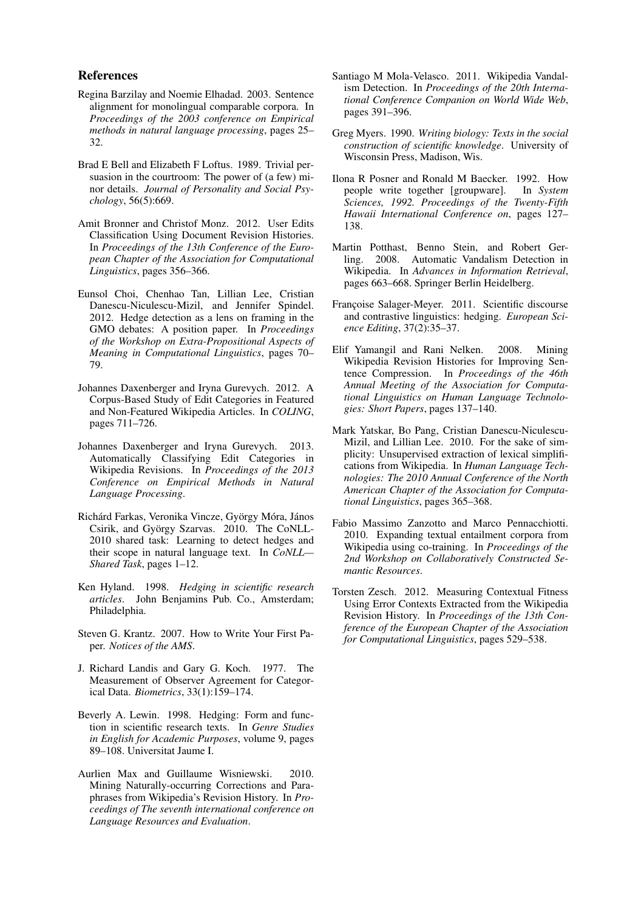## References

Regina Barzilay and Noemie Elhadad. 2003. Sentence alignment for monolingual comparable corpora. In *Proceedings of the 2003 conference on Empirical methods in natural language processing*, pages 25–32.

Brad E Bell and Elizabeth F Loftus. 1989. Trivial persuasion in the courtroom: The power of (a few) minor details. *Journal of Personality and Social Psychology*, 56(5):669.

Amit Bronner and Christof Monz. 2012. User Edits Classification Using Document Revision Histories. In *Proceedings of the 13th Conference of the European Chapter of the Association for Computational Linguistics*, pages 356–366.

Eunsol Choi, Chenhao Tan, Lillian Lee, Cristian Danescu-Niculescu-Mizil, and Jennifer Spindel. 2012. Hedge detection as a lens on framing in the GMO debates: A position paper. In *Proceedings of the Workshop on Extra-Propositional Aspects of Meaning in Computational Linguistics*, pages 70–79.

Johannes Daxenberger and Iryna Gurevych. 2012. A Corpus-Based Study of Edit Categories in Featured and Non-Featured Wikipedia Articles. In *COLING*, pages 711–726.

Johannes Daxenberger and Iryna Gurevych. 2013. Automatically Classifying Edit Categories in Wikipedia Revisions. In *Proceedings of the 2013 Conference on Empirical Methods in Natural Language Processing*.

Richárd Farkas, Veronika Vincze, György Móra, János Csirik, and György Szarvas. 2010. The CoNLL-2010 shared task: Learning to detect hedges and their scope in natural language text. In *CoNLL—Shared Task*, pages 1–12.

Ken Hyland. 1998. *Hedging in scientific research articles*. John Benjamins Pub. Co., Amsterdam; Philadelphia.

Steven G. Krantz. 2007. How to Write Your First Paper. *Notices of the AMS*.

J. Richard Landis and Gary G. Koch. 1977. The Measurement of Observer Agreement for Categorical Data. *Biometrics*, 33(1):159–174.

Beverly A. Lewin. 1998. Hedging: Form and function in scientific research texts. In *Genre Studies in English for Academic Purposes*, volume 9, pages 89–108. Universitat Jaume I.

Aurlien Max and Guillaume Wisniewski. 2010. Mining Naturally-occurring Corrections and Paraphrases from Wikipedia's Revision History. In *Proceedings of The seventh international conference on Language Resources and Evaluation*.

Santiago M Mola-Velasco. 2011. Wikipedia Vandalism Detection. In *Proceedings of the 20th International Conference Companion on World Wide Web*, pages 391–396.

Greg Myers. 1990. *Writing biology: Texts in the social construction of scientific knowledge*. University of Wisconsin Press, Madison, Wis.

Ilona R Posner and Ronald M Baecker. 1992. How people write together [groupware]. In *System Sciences, 1992. Proceedings of the Twenty-Fifth Hawaii International Conference on*, pages 127–138.

Martin Potthast, Benno Stein, and Robert Gerling. 2008. Automatic Vandalism Detection in Wikipedia. In *Advances in Information Retrieval*, pages 663–668. Springer Berlin Heidelberg.

Françoise Salager-Meyer. 2011. Scientific discourse and contrastive linguistics: hedging. *European Science Editing*, 37(2):35–37.

Elif Yamangil and Rani Nelken. 2008. Mining Wikipedia Revision Histories for Improving Sentence Compression. In *Proceedings of the 46th Annual Meeting of the Association for Computational Linguistics on Human Language Technologies: Short Papers*, pages 137–140.

Mark Yatskar, Bo Pang, Cristian Danescu-Niculescu-Mizil, and Lillian Lee. 2010. For the sake of simplicity: Unsupervised extraction of lexical simplifications from Wikipedia. In *Human Language Technologies: The 2010 Annual Conference of the North American Chapter of the Association for Computational Linguistics*, pages 365–368.

Fabio Massimo Zanzotto and Marco Pennacchiotti. 2010. Expanding textual entailment corpora from Wikipedia using co-training. In *Proceedings of the 2nd Workshop on Collaboratively Constructed Semantic Resources*.

Torsten Zesch. 2012. Measuring Contextual Fitness Using Error Contexts Extracted from the Wikipedia Revision History. In *Proceedings of the 13th Conference of the European Chapter of the Association for Computational Linguistics*, pages 529–538.